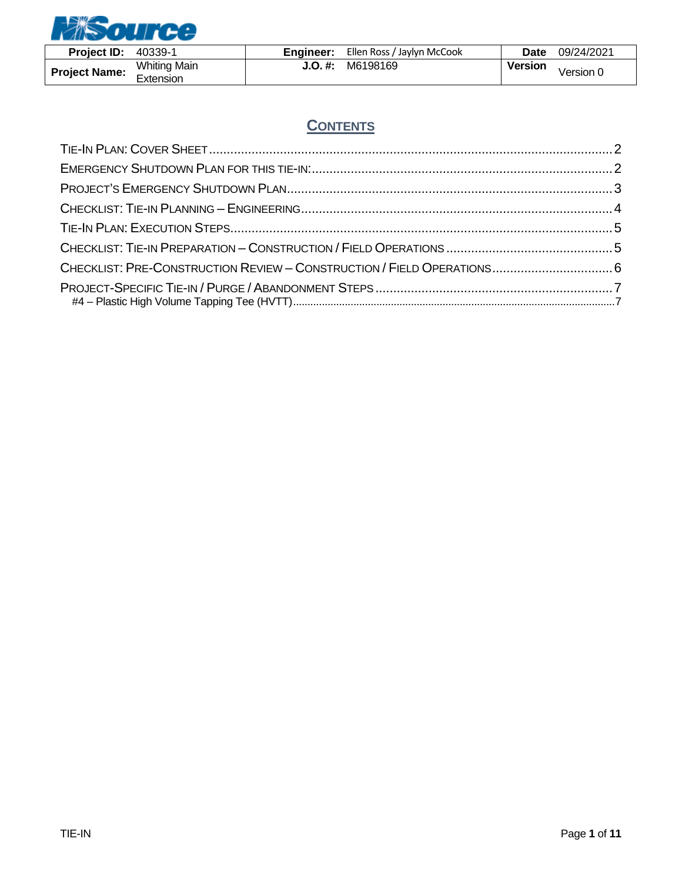| Project ID: | 40339-1 | Engineer: | Ellen Ross / Jaylyn McCook | Date | 09/24/2021 |
|---|---|---|---|---|---|
| Project Name: | Whiting Main Extension | J.O. #: | M6198169 | Version | Version 0 |

# CONTENTS

- TIE-IN PLAN: COVER SHEET .......... 2
- EMERGENCY SHUTDOWN PLAN FOR THIS TIE-IN: .......... 2
- PROJECT'S EMERGENCY SHUTDOWN PLAN .......... 3
- CHECKLIST: TIE-IN PLANNING – ENGINEERING .......... 4
- TIE-IN PLAN: EXECUTION STEPS .......... 5
- CHECKLIST: TIE-IN PREPARATION – CONSTRUCTION / FIELD OPERATIONS .......... 5
- CHECKLIST: PRE-CONSTRUCTION REVIEW – CONSTRUCTION / FIELD OPERATIONS .......... 6
- PROJECT-SPECIFIC TIE-IN / PURGE / ABANDONMENT STEPS .......... 7
  - #4 – Plastic High Volume Tapping Tee (HVTT) .......... 7

TIE-IN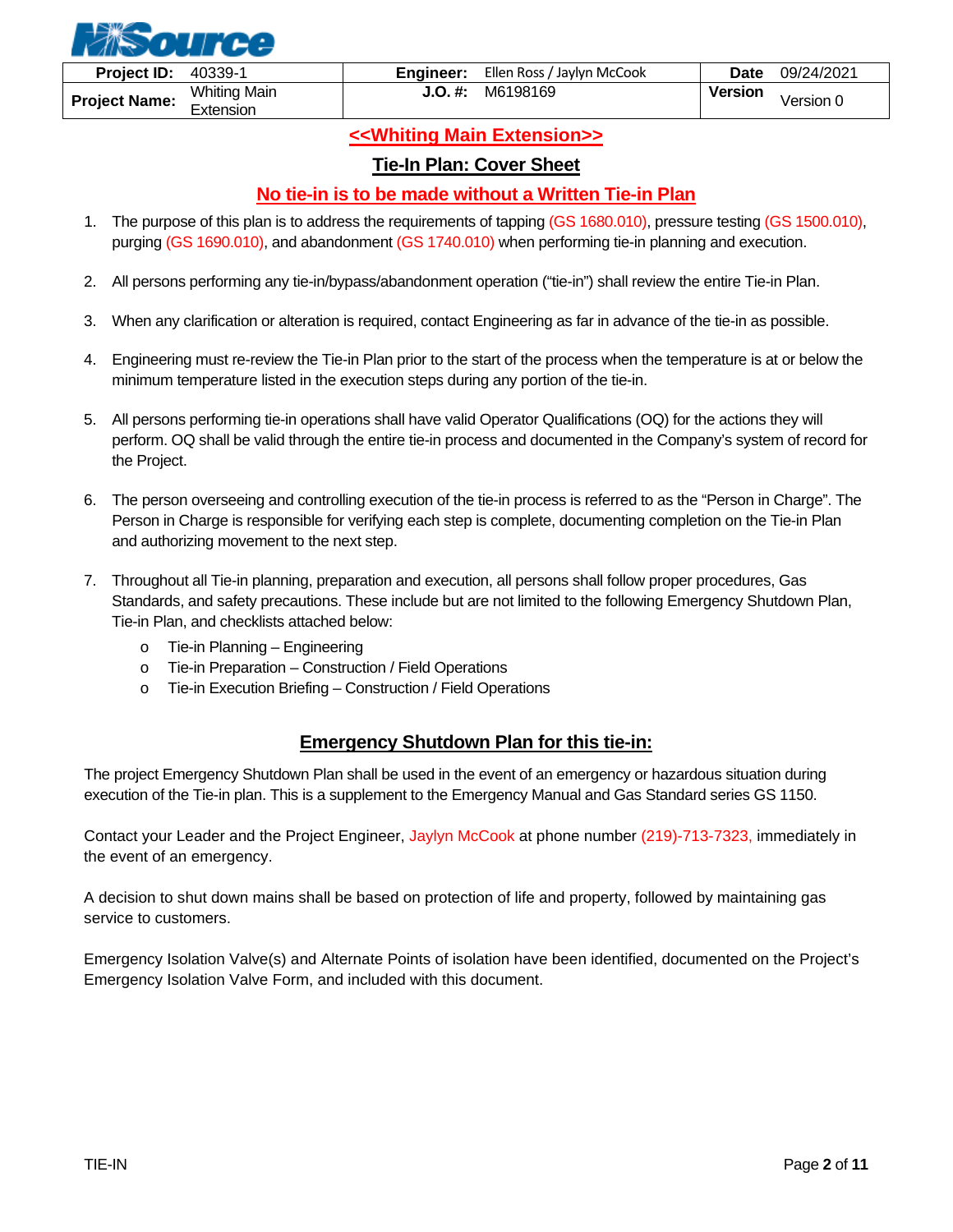| Project ID: | 40339-1 | Engineer: | Ellen Ross / Jaylyn McCook | Date | 09/24/2021 |
|---|---|---|---|---|---|
| Project Name: | Whiting Main Extension | J.O. #: | M6198169 | Version | Version 0 |

## <<Whiting Main Extension>>

## Tie-In Plan: Cover Sheet

## No tie-in is to be made without a Written Tie-in Plan

1. The purpose of this plan is to address the requirements of tapping (GS 1680.010), pressure testing (GS 1500.010), purging (GS 1690.010), and abandonment (GS 1740.010) when performing tie-in planning and execution.

2. All persons performing any tie-in/bypass/abandonment operation ("tie-in") shall review the entire Tie-in Plan.

3. When any clarification or alteration is required, contact Engineering as far in advance of the tie-in as possible.

4. Engineering must re-review the Tie-in Plan prior to the start of the process when the temperature is at or below the minimum temperature listed in the execution steps during any portion of the tie-in.

5. All persons performing tie-in operations shall have valid Operator Qualifications (OQ) for the actions they will perform. OQ shall be valid through the entire tie-in process and documented in the Company's system of record for the Project.

6. The person overseeing and controlling execution of the tie-in process is referred to as the "Person in Charge". The Person in Charge is responsible for verifying each step is complete, documenting completion on the Tie-in Plan and authorizing movement to the next step.

7. Throughout all Tie-in planning, preparation and execution, all persons shall follow proper procedures, Gas Standards, and safety precautions. These include but are not limited to the following Emergency Shutdown Plan, Tie-in Plan, and checklists attached below:
   - Tie-in Planning – Engineering
   - Tie-in Preparation – Construction / Field Operations
   - Tie-in Execution Briefing – Construction / Field Operations

## Emergency Shutdown Plan for this tie-in:

The project Emergency Shutdown Plan shall be used in the event of an emergency or hazardous situation during execution of the Tie-in plan. This is a supplement to the Emergency Manual and Gas Standard series GS 1150.

Contact your Leader and the Project Engineer, Jaylyn McCook at phone number (219)-713-7323, immediately in the event of an emergency.

A decision to shut down mains shall be based on protection of life and property, followed by maintaining gas service to customers.

Emergency Isolation Valve(s) and Alternate Points of isolation have been identified, documented on the Project's Emergency Isolation Valve Form, and included with this document.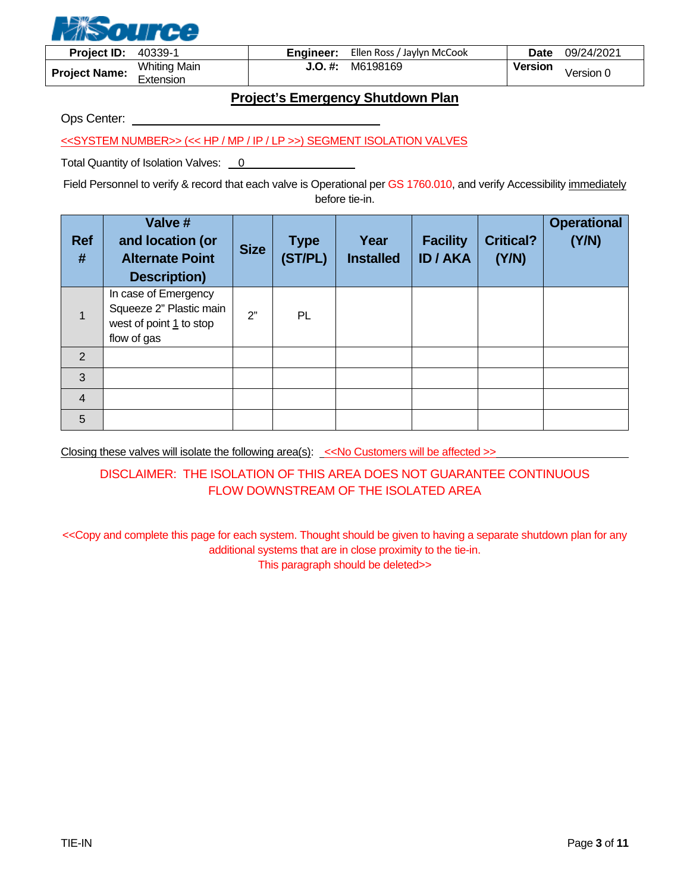NiSource

| Project ID: | 40339-1 | Engineer: | Ellen Ross / Jaylyn McCook | Date | 09/24/2021 |
|---|---|---|---|---|---|
| Project Name: | Whiting Main Extension | J.O. #: | M6198169 | Version | Version 0 |

## Project's Emergency Shutdown Plan

Ops Center: ______________________________

<<SYSTEM NUMBER>> (<< HP / MP / IP / LP >>) SEGMENT ISOLATION VALVES

Total Quantity of Isolation Valves: 0

Field Personnel to verify & record that each valve is Operational per GS 1760.010, and verify Accessibility immediately before tie-in.

| Ref # | Valve # and location (or Alternate Point Description) | Size | Type (ST/PL) | Year Installed | Facility ID / AKA | Critical? (Y/N) | Operational (Y/N) |
|---|---|---|---|---|---|---|---|
| 1 | In case of Emergency Squeeze 2" Plastic main west of point 1 to stop flow of gas | 2" | PL | | | | |
| 2 | | | | | | | |
| 3 | | | | | | | |
| 4 | | | | | | | |
| 5 | | | | | | | |

Closing these valves will isolate the following area(s): <<No Customers will be affected >>

DISCLAIMER: THE ISOLATION OF THIS AREA DOES NOT GUARANTEE CONTINUOUS FLOW DOWNSTREAM OF THE ISOLATED AREA

<<Copy and complete this page for each system. Thought should be given to having a separate shutdown plan for any additional systems that are in close proximity to the tie-in.
This paragraph should be deleted>>

TIE-IN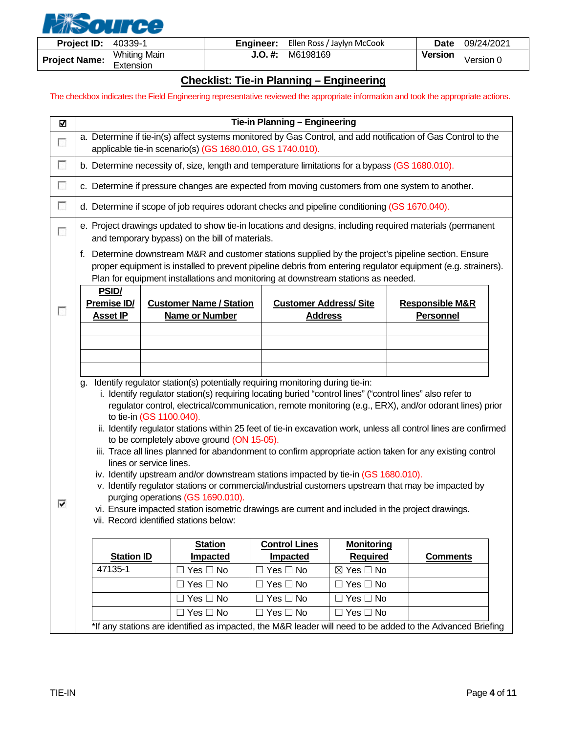| Project ID: | 40339-1 | Engineer: | Ellen Ross / Jaylyn McCook | Date | 09/24/2021 |
|---|---|---|---|---|---|
| Project Name: | Whiting Main Extension | J.O. #: | M6198169 | Version | Version 0 |

## Checklist: Tie-in Planning – Engineering

The checkbox indicates the Field Engineering representative reviewed the appropriate information and took the appropriate actions.

| ☑ | Tie-in Planning – Engineering |
|---|---|
| ☐ | a. Determine if tie-in(s) affect systems monitored by Gas Control, and add notification of Gas Control to the applicable tie-in scenario(s) (GS 1680.010, GS 1740.010). |
| ☐ | b. Determine necessity of, size, length and temperature limitations for a bypass (GS 1680.010). |
| ☐ | c. Determine if pressure changes are expected from moving customers from one system to another. |
| ☐ | d. Determine if scope of job requires odorant checks and pipeline conditioning (GS 1670.040). |
| ☐ | e. Project drawings updated to show tie-in locations and designs, including required materials (permanent and temporary bypass) on the bill of materials. |
| ☐ | f. Determine downstream M&R and customer stations supplied by the project's pipeline section. Ensure proper equipment is installed to prevent pipeline debris from entering regulator equipment (e.g. strainers). Plan for equipment installations and monitoring at downstream stations as needed. |

| PSID/ Premise ID/ Asset IP | Customer Name / Station Name or Number | Customer Address/ Site Address | Responsible M&R Personnel |
|---|---|---|---|
| | | | |
| | | | |
| | | | |
| | | | |

☑ g. Identify regulator station(s) potentially requiring monitoring during tie-in:

i. Identify regulator station(s) requiring locating buried "control lines" ("control lines" also refer to regulator control, electrical/communication, remote monitoring (e.g., ERX), and/or odorant lines) prior to tie-in (GS 1100.040).
ii. Identify regulator stations within 25 feet of tie-in excavation work, unless all control lines are confirmed to be completely above ground (ON 15-05).
iii. Trace all lines planned for abandonment to confirm appropriate action taken for any existing control lines or service lines.
iv. Identify upstream and/or downstream stations impacted by tie-in (GS 1680.010).
v. Identify regulator stations or commercial/industrial customers upstream that may be impacted by purging operations (GS 1690.010).
vi. Ensure impacted station isometric drawings are current and included in the project drawings.
vii. Record identified stations below:

| Station ID | Station Impacted | Control Lines Impacted | Monitoring Required | Comments |
|---|---|---|---|---|
| 47135-1 | ☐ Yes ☐ No | ☐ Yes ☐ No | ☒ Yes ☐ No | |
| | ☐ Yes ☐ No | ☐ Yes ☐ No | ☐ Yes ☐ No | |
| | ☐ Yes ☐ No | ☐ Yes ☐ No | ☐ Yes ☐ No | |
| | ☐ Yes ☐ No | ☐ Yes ☐ No | ☐ Yes ☐ No | |

*If any stations are identified as impacted, the M&R leader will need to be added to the Advanced Briefing

TIE-IN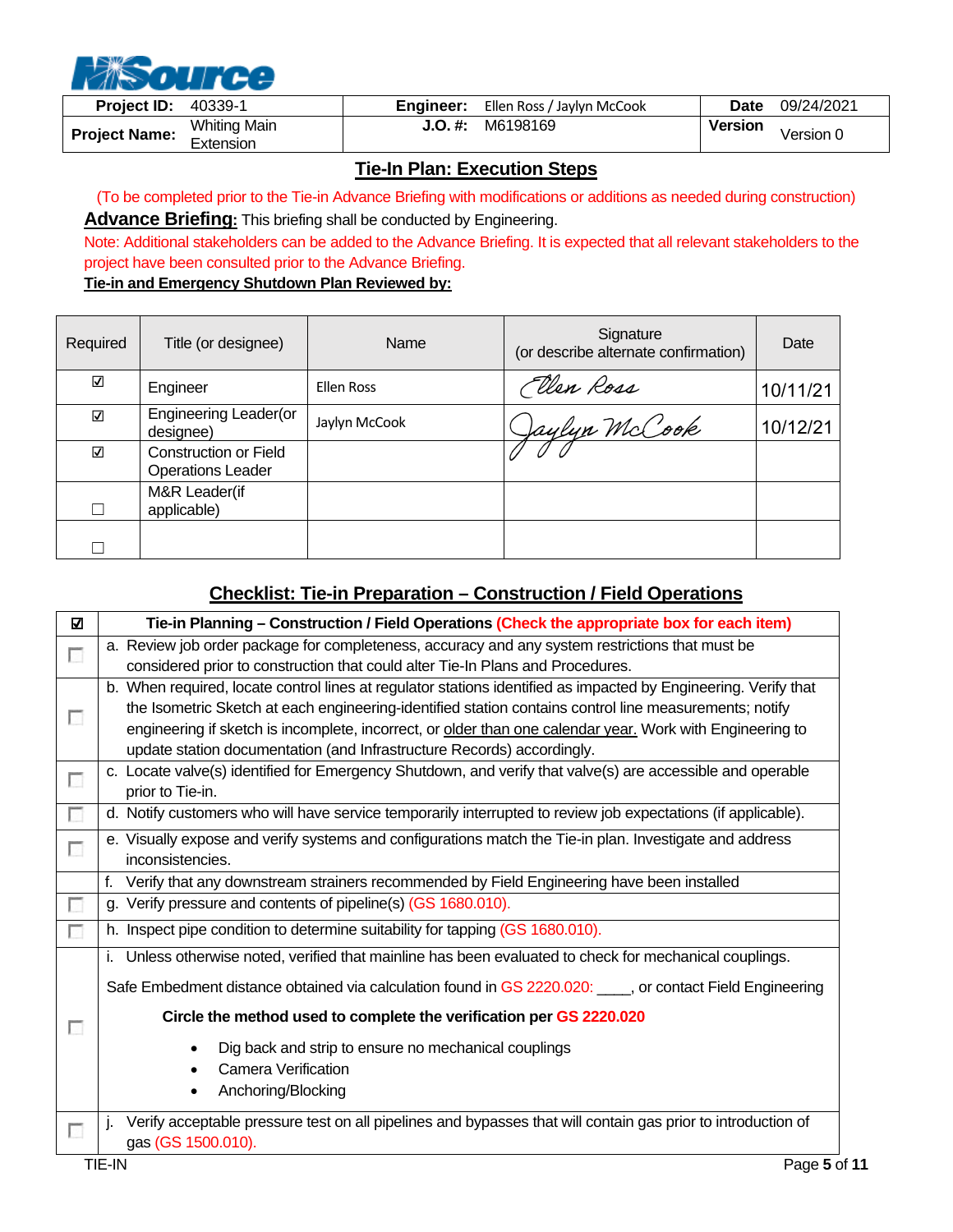| Project ID: | 40339-1 | Engineer: | Ellen Ross / Jaylyn McCook | Date | 09/24/2021 |
|---|---|---|---|---|---|
| Project Name: | Whiting Main Extension | J.O. #: | M6198169 | Version | Version 0 |

## Tie-In Plan: Execution Steps

(To be completed prior to the Tie-in Advance Briefing with modifications or additions as needed during construction)

**Advance Briefing:** This briefing shall be conducted by Engineering.

Note: Additional stakeholders can be added to the Advance Briefing. It is expected that all relevant stakeholders to the project have been consulted prior to the Advance Briefing.

**Tie-in and Emergency Shutdown Plan Reviewed by:**

| Required | Title (or designee) | Name | Signature (or describe alternate confirmation) | Date |
|---|---|---|---|---|
| ☑ | Engineer | Ellen Ross | Ellen Ross | 10/11/21 |
| ☑ | Engineering Leader(or designee) | Jaylyn McCook | Jaylyn McCook | 10/12/21 |
| ☑ | Construction or Field Operations Leader | | | |
| ☐ | M&R Leader(if applicable) | | | |
| ☐ | | | | |

## Checklist: Tie-in Preparation – Construction / Field Operations

| ☑ | Tie-in Planning – Construction / Field Operations (Check the appropriate box for each item) |
|---|---|
| ☐ | a. Review job order package for completeness, accuracy and any system restrictions that must be considered prior to construction that could alter Tie-In Plans and Procedures. |
| ☐ | b. When required, locate control lines at regulator stations identified as impacted by Engineering. Verify that the Isometric Sketch at each engineering-identified station contains control line measurements; notify engineering if sketch is incomplete, incorrect, or older than one calendar year. Work with Engineering to update station documentation (and Infrastructure Records) accordingly. |
| ☐ | c. Locate valve(s) identified for Emergency Shutdown, and verify that valve(s) are accessible and operable prior to Tie-in. |
| ☐ | d. Notify customers who will have service temporarily interrupted to review job expectations (if applicable). |
| ☐ | e. Visually expose and verify systems and configurations match the Tie-in plan. Investigate and address inconsistencies. |
| | f. Verify that any downstream strainers recommended by Field Engineering have been installed |
| ☐ | g. Verify pressure and contents of pipeline(s) (GS 1680.010). |
| ☐ | h. Inspect pipe condition to determine suitability for tapping (GS 1680.010). |
| ☐ | i. Unless otherwise noted, verified that mainline has been evaluated to check for mechanical couplings.<br><br>Safe Embedment distance obtained via calculation found in GS 2220.020: ____, or contact Field Engineering<br><br>**Circle the method used to complete the verification per GS 2220.020**<br><br>• Dig back and strip to ensure no mechanical couplings<br>• Camera Verification<br>• Anchoring/Blocking |
| ☐ | j. Verify acceptable pressure test on all pipelines and bypasses that will contain gas prior to introduction of gas (GS 1500.010). |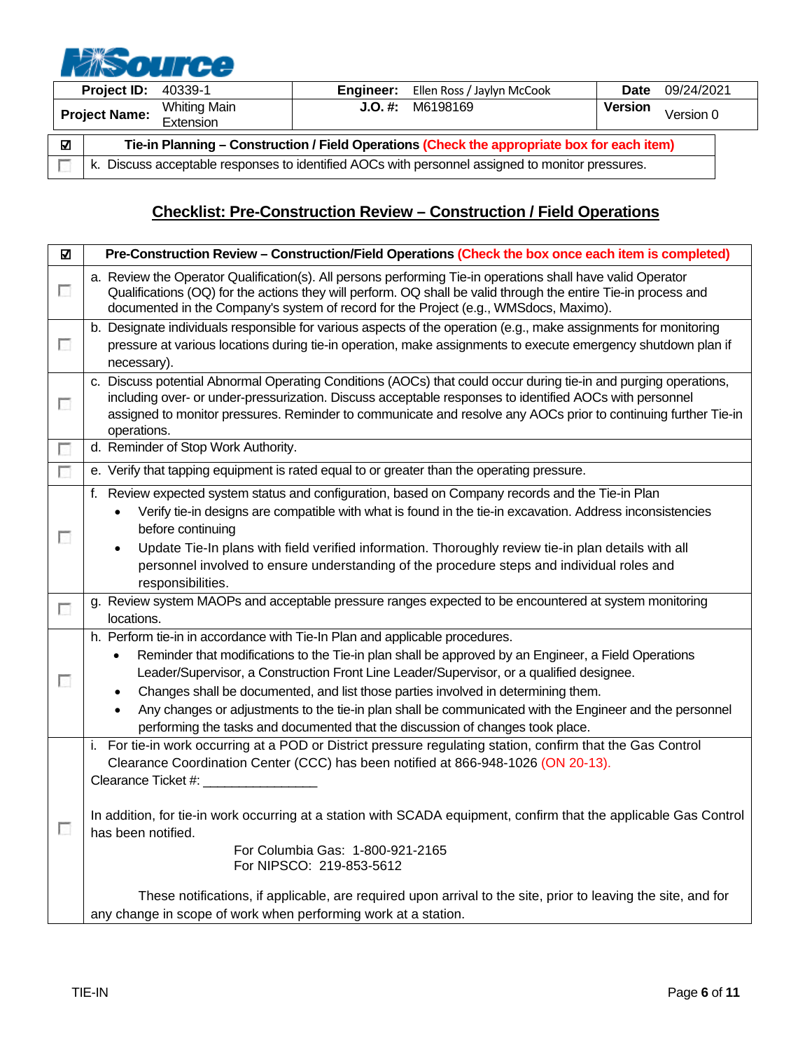| Project ID: | 40339-1 | Engineer: | Ellen Ross / Jaylyn McCook | Date | 09/24/2021 |
|---|---|---|---|---|---|
| Project Name: | Whiting Main Extension | J.O. #: | M6198169 | Version | Version 0 |

| ☑ | Tie-in Planning – Construction / Field Operations (Check the appropriate box for each item) |
|---|---|
| ☐ | k. Discuss acceptable responses to identified AOCs with personnel assigned to monitor pressures. |

## Checklist: Pre-Construction Review – Construction / Field Operations

| ☑ | Pre-Construction Review – Construction/Field Operations (Check the box once each item is completed) |
|---|---|
| ☐ | a. Review the Operator Qualification(s). All persons performing Tie-in operations shall have valid Operator Qualifications (OQ) for the actions they will perform. OQ shall be valid through the entire Tie-in process and documented in the Company's system of record for the Project (e.g., WMSdocs, Maximo). |
| ☐ | b. Designate individuals responsible for various aspects of the operation (e.g., make assignments for monitoring pressure at various locations during tie-in operation, make assignments to execute emergency shutdown plan if necessary). |
| ☐ | c. Discuss potential Abnormal Operating Conditions (AOCs) that could occur during tie-in and purging operations, including over- or under-pressurization. Discuss acceptable responses to identified AOCs with personnel assigned to monitor pressures. Reminder to communicate and resolve any AOCs prior to continuing further Tie-in operations. |
| ☐ | d. Reminder of Stop Work Authority. |
| ☐ | e. Verify that tapping equipment is rated equal to or greater than the operating pressure. |
| ☐ | f. Review expected system status and configuration, based on Company records and the Tie-in Plan<br>• Verify tie-in designs are compatible with what is found in the tie-in excavation. Address inconsistencies before continuing<br>• Update Tie-In plans with field verified information. Thoroughly review tie-in plan details with all personnel involved to ensure understanding of the procedure steps and individual roles and responsibilities. |
| ☐ | g. Review system MAOPs and acceptable pressure ranges expected to be encountered at system monitoring locations. |
| ☐ | h. Perform tie-in in accordance with Tie-In Plan and applicable procedures.<br>• Reminder that modifications to the Tie-in plan shall be approved by an Engineer, a Field Operations Leader/Supervisor, a Construction Front Line Leader/Supervisor, or a qualified designee.<br>• Changes shall be documented, and list those parties involved in determining them.<br>• Any changes or adjustments to the tie-in plan shall be communicated with the Engineer and the personnel performing the tasks and documented that the discussion of changes took place. |
| ☐ | i. For tie-in work occurring at a POD or District pressure regulating station, confirm that the Gas Control Clearance Coordination Center (CCC) has been notified at 866-948-1026 (ON 20-13).<br>Clearance Ticket #: _______________<br><br>In addition, for tie-in work occurring at a station with SCADA equipment, confirm that the applicable Gas Control has been notified.<br>For Columbia Gas: 1-800-921-2165<br>For NIPSCO: 219-853-5612<br><br>These notifications, if applicable, are required upon arrival to the site, prior to leaving the site, and for any change in scope of work when performing work at a station. |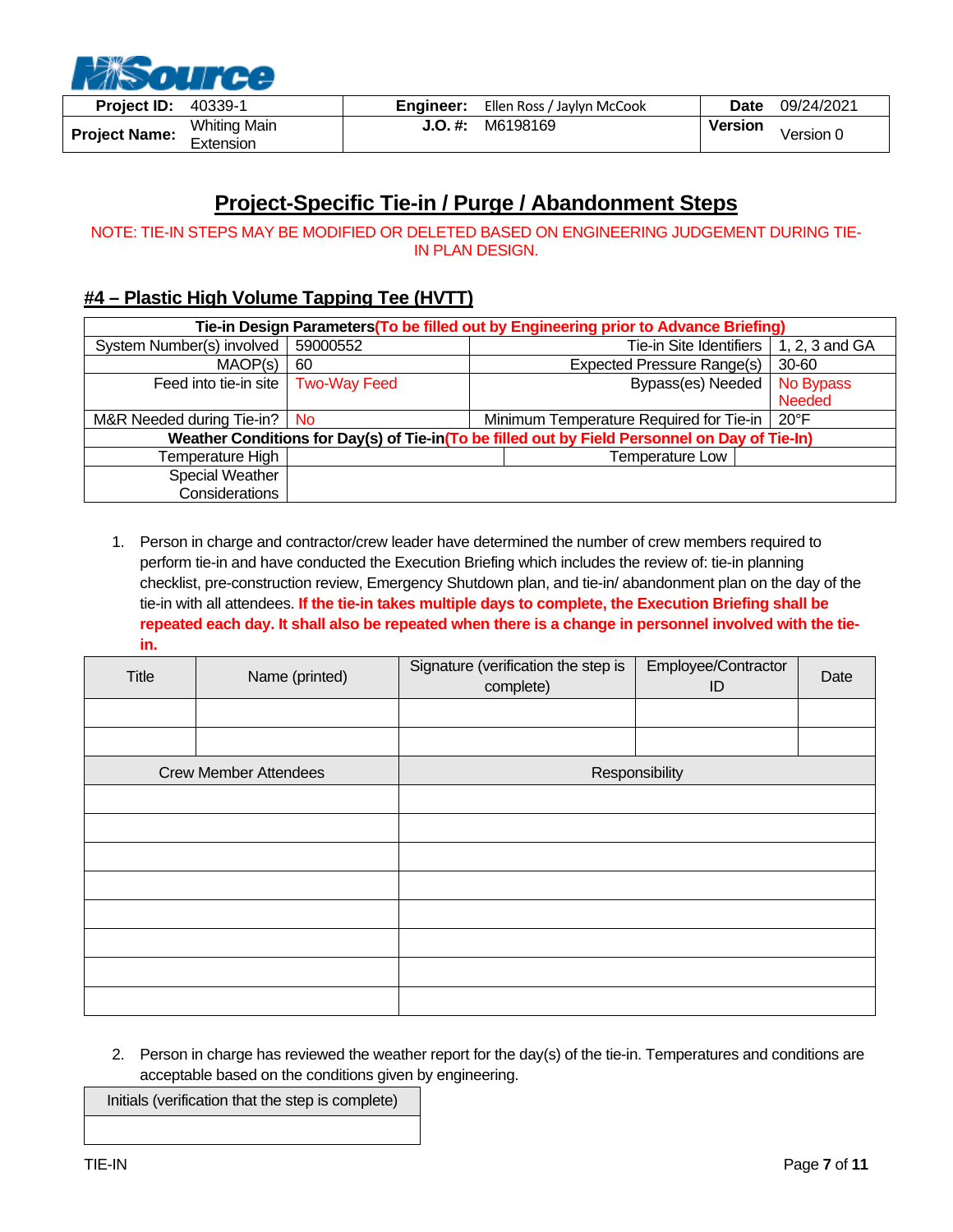| Project ID: | 40339-1 | Engineer: | Ellen Ross / Jaylyn McCook | Date | 09/24/2021 |
|---|---|---|---|---|---|
| Project Name: | Whiting Main Extension | J.O. #: | M6198169 | Version | Version 0 |

# Project-Specific Tie-in / Purge / Abandonment Steps

NOTE: TIE-IN STEPS MAY BE MODIFIED OR DELETED BASED ON ENGINEERING JUDGEMENT DURING TIE-IN PLAN DESIGN.

## #4 – Plastic High Volume Tapping Tee (HVTT)

| **Tie-in Design Parameters (To be filled out by Engineering prior to Advance Briefing)** | | | |
|---|---|---|---|
| System Number(s) involved | 59000552 | Tie-in Site Identifiers | 1, 2, 3 and GA |
| MAOP(s) | 60 | Expected Pressure Range(s) | 30-60 |
| Feed into tie-in site | Two-Way Feed | Bypass(es) Needed | No Bypass Needed |
| M&R Needed during Tie-in? | No | Minimum Temperature Required for Tie-in | 20°F |
| **Weather Conditions for Day(s) of Tie-in (To be filled out by Field Personnel on Day of Tie-In)** | | | |
| Temperature High | | Temperature Low | |
| Special Weather Considerations | | | |

1. Person in charge and contractor/crew leader have determined the number of crew members required to perform tie-in and have conducted the Execution Briefing which includes the review of: tie-in planning checklist, pre-construction review, Emergency Shutdown plan, and tie-in/ abandonment plan on the day of the tie-in with all attendees. **If the tie-in takes multiple days to complete, the Execution Briefing shall be repeated each day. It shall also be repeated when there is a change in personnel involved with the tie-in.**

| Title | Name (printed) | Signature (verification the step is complete) | Employee/Contractor ID | Date |
|---|---|---|---|---|
| | | | | |
| | | | | |

| Crew Member Attendees | Responsibility |
|---|---|
| | |
| | |
| | |
| | |
| | |
| | |
| | |
| | |

2. Person in charge has reviewed the weather report for the day(s) of the tie-in. Temperatures and conditions are acceptable based on the conditions given by engineering.

| Initials (verification that the step is complete) |
|---|
| |

TIE-IN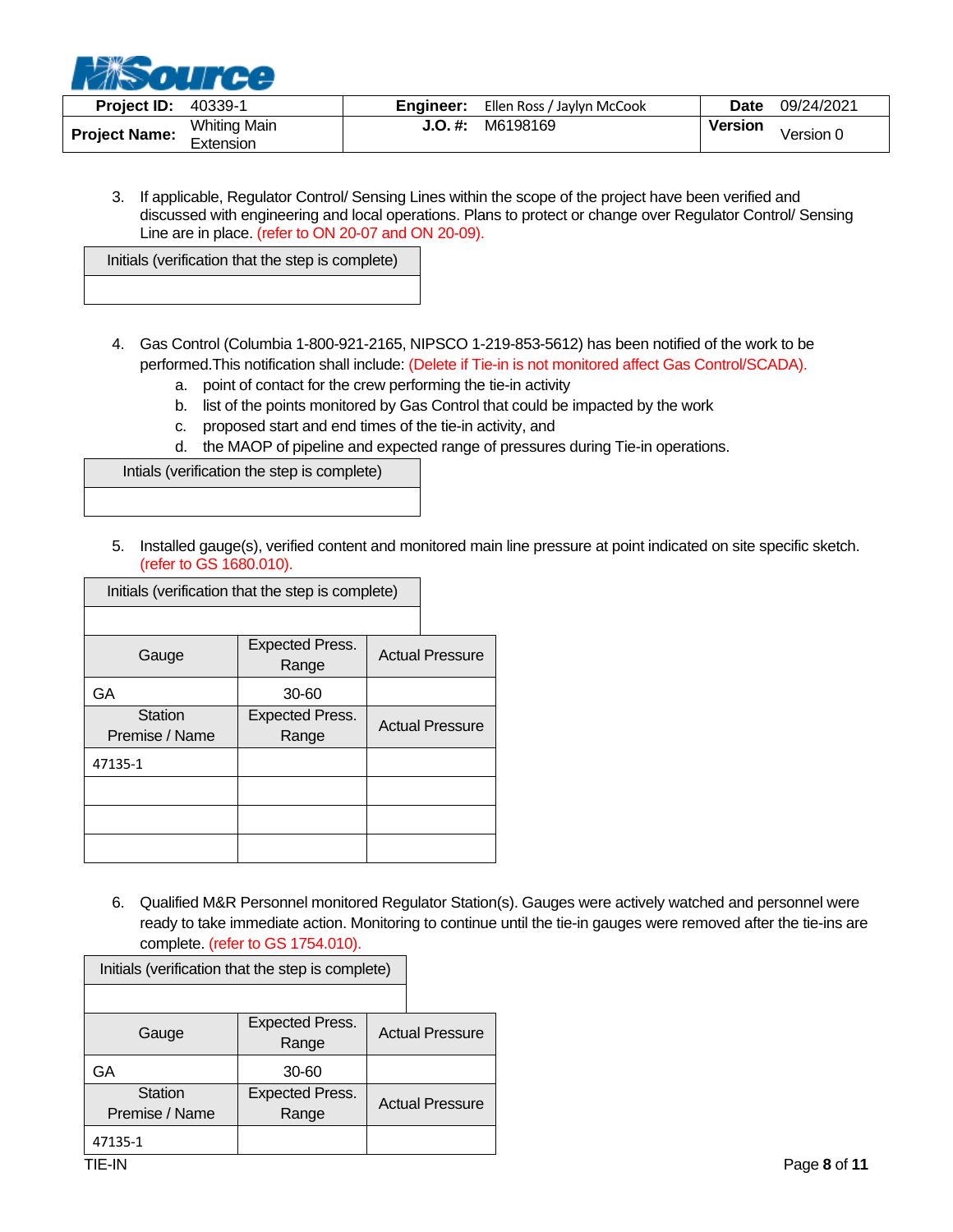| Project ID: | 40339-1 | Engineer: | Ellen Ross / Jaylyn McCook | Date | 09/24/2021 |
|---|---|---|---|---|---|
| Project Name: | Whiting Main Extension | J.O. #: | M6198169 | Version | Version 0 |

3. If applicable, Regulator Control/ Sensing Lines within the scope of the project have been verified and discussed with engineering and local operations. Plans to protect or change over Regulator Control/ Sensing Line are in place. (refer to ON 20-07 and ON 20-09).

| Initials (verification that the step is complete) |
|---|
| |

4. Gas Control (Columbia 1-800-921-2165, NIPSCO 1-219-853-5612) has been notified of the work to be performed.This notification shall include: (Delete if Tie-in is not monitored affect Gas Control/SCADA).
   a. point of contact for the crew performing the tie-in activity
   b. list of the points monitored by Gas Control that could be impacted by the work
   c. proposed start and end times of the tie-in activity, and
   d. the MAOP of pipeline and expected range of pressures during Tie-in operations.

| Intials (verification the step is complete) |
|---|
| |

5. Installed gauge(s), verified content and monitored main line pressure at point indicated on site specific sketch. (refer to GS 1680.010).

| Initials (verification that the step is complete) |
|---|
| |

| Gauge | Expected Press. Range | Actual Pressure |
|---|---|---|
| GA | 30-60 | |
| Station Premise / Name | Expected Press. Range | Actual Pressure |
| 47135-1 | | |
| | | |
| | | |
| | | |

6. Qualified M&R Personnel monitored Regulator Station(s). Gauges were actively watched and personnel were ready to take immediate action. Monitoring to continue until the tie-in gauges were removed after the tie-ins are complete. (refer to GS 1754.010).

| Initials (verification that the step is complete) |
|---|
| |

| Gauge | Expected Press. Range | Actual Pressure |
|---|---|---|
| GA | 30-60 | |
| Station Premise / Name | Expected Press. Range | Actual Pressure |
| 47135-1 | | |

TIE-IN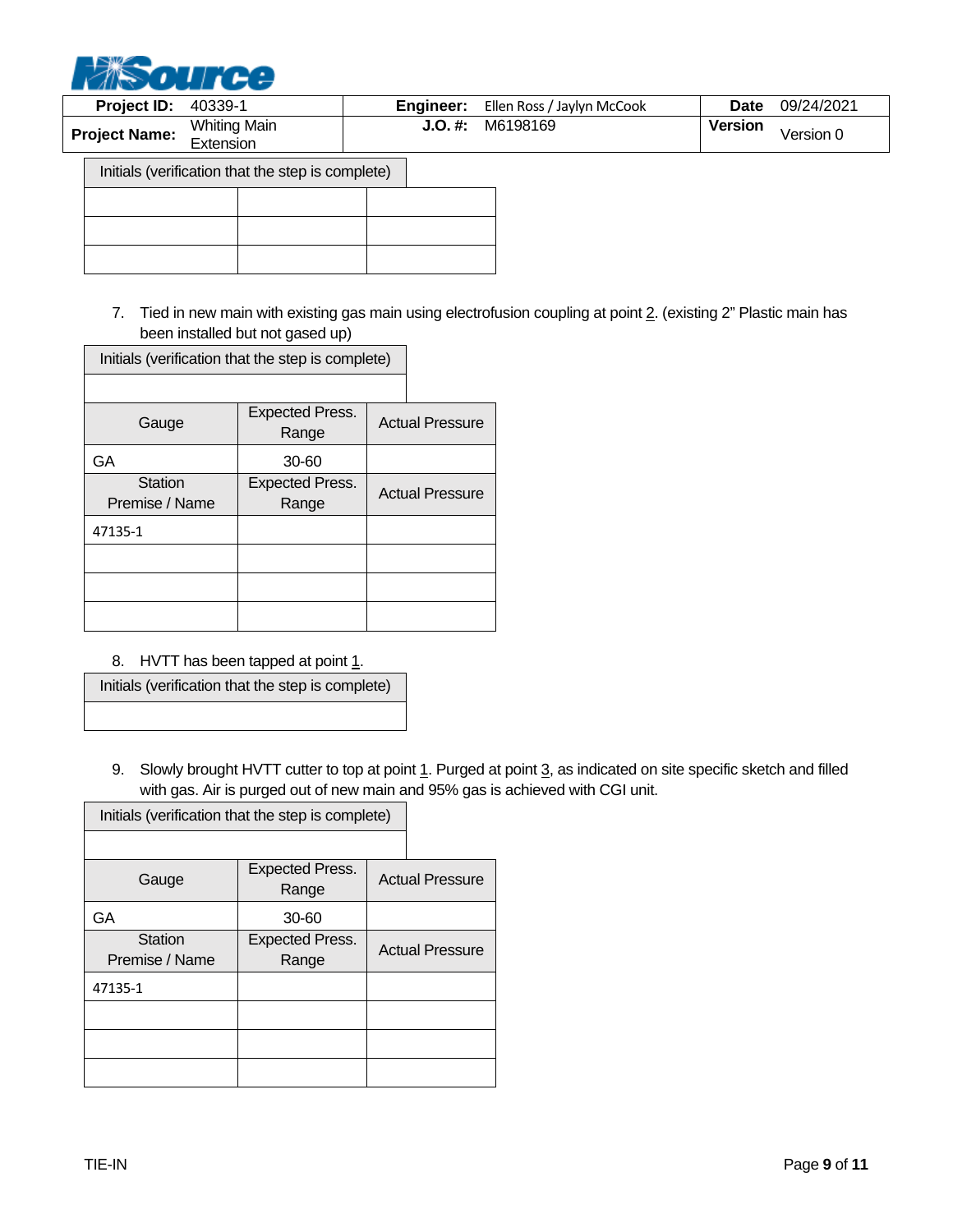| Project ID: | 40339-1 | Engineer: | Ellen Ross / Jaylyn McCook | Date | 09/24/2021 |
|---|---|---|---|---|---|
| Project Name: | Whiting Main Extension | J.O. #: | M6198169 | Version | Version 0 |

| Initials (verification that the step is complete) | | |
|---|---|---|
| | | |
| | | |
| | | |

7. Tied in new main with existing gas main using electrofusion coupling at point 2. (existing 2" Plastic main has been installed but not gased up)

| Initials (verification that the step is complete) | | |
|---|---|---|
| | | |
| Gauge | Expected Press. Range | Actual Pressure |
| GA | 30-60 | |
| Station Premise / Name | Expected Press. Range | Actual Pressure |
| 47135-1 | | |
| | | |
| | | |
| | | |

8. HVTT has been tapped at point 1.

| Initials (verification that the step is complete) |
|---|
| |

9. Slowly brought HVTT cutter to top at point 1. Purged at point 3, as indicated on site specific sketch and filled with gas. Air is purged out of new main and 95% gas is achieved with CGI unit.

| Initials (verification that the step is complete) | | |
|---|---|---|
| | | |
| Gauge | Expected Press. Range | Actual Pressure |
| GA | 30-60 | |
| Station Premise / Name | Expected Press. Range | Actual Pressure |
| 47135-1 | | |
| | | |
| | | |
| | | |

TIE-IN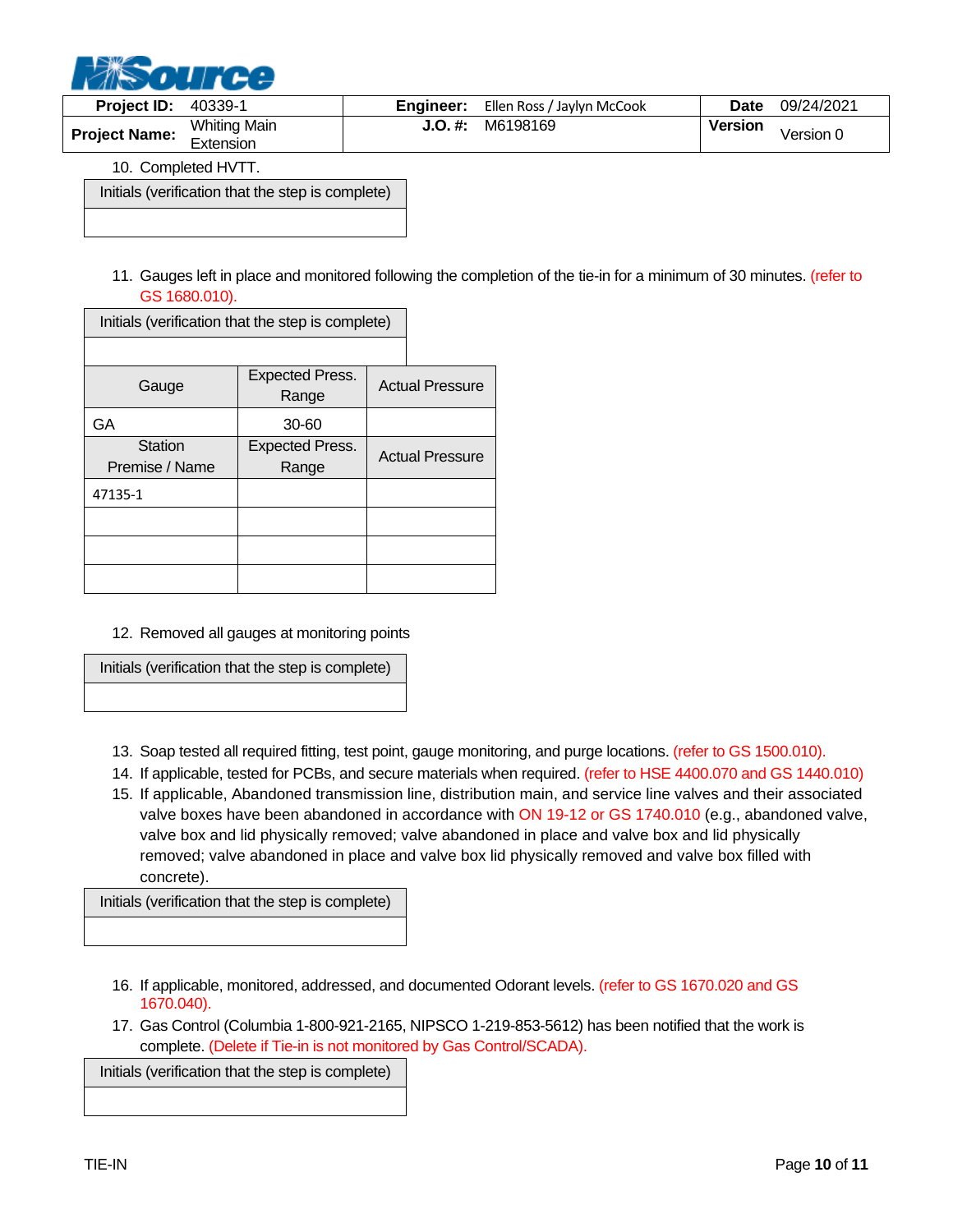| Project ID: | 40339-1 | Engineer: | Ellen Ross / Jaylyn McCook | Date | 09/24/2021 |
|---|---|---|---|---|---|
| Project Name: | Whiting Main Extension | J.O. #: | M6198169 | Version | Version 0 |

10. Completed HVTT.

| Initials (verification that the step is complete) |
|---|
| |

11. Gauges left in place and monitored following the completion of the tie-in for a minimum of 30 minutes. (refer to GS 1680.010).

| Initials (verification that the step is complete) |
|---|
| |

| Gauge | Expected Press. Range | Actual Pressure |
|---|---|---|
| GA | 30-60 | |
| Station Premise / Name | Expected Press. Range | Actual Pressure |
| 47135-1 | | |
| | | |
| | | |
| | | |

12. Removed all gauges at monitoring points

| Initials (verification that the step is complete) |
|---|
| |

13. Soap tested all required fitting, test point, gauge monitoring, and purge locations. (refer to GS 1500.010).
14. If applicable, tested for PCBs, and secure materials when required. (refer to HSE 4400.070 and GS 1440.010)
15. If applicable, Abandoned transmission line, distribution main, and service line valves and their associated valve boxes have been abandoned in accordance with ON 19-12 or GS 1740.010 (e.g., abandoned valve, valve box and lid physically removed; valve abandoned in place and valve box and lid physically removed; valve abandoned in place and valve box lid physically removed and valve box filled with concrete).

| Initials (verification that the step is complete) |
|---|
| |

16. If applicable, monitored, addressed, and documented Odorant levels. (refer to GS 1670.020 and GS 1670.040).
17. Gas Control (Columbia 1-800-921-2165, NIPSCO 1-219-853-5612) has been notified that the work is complete. (Delete if Tie-in is not monitored by Gas Control/SCADA).

| Initials (verification that the step is complete) |
|---|
| |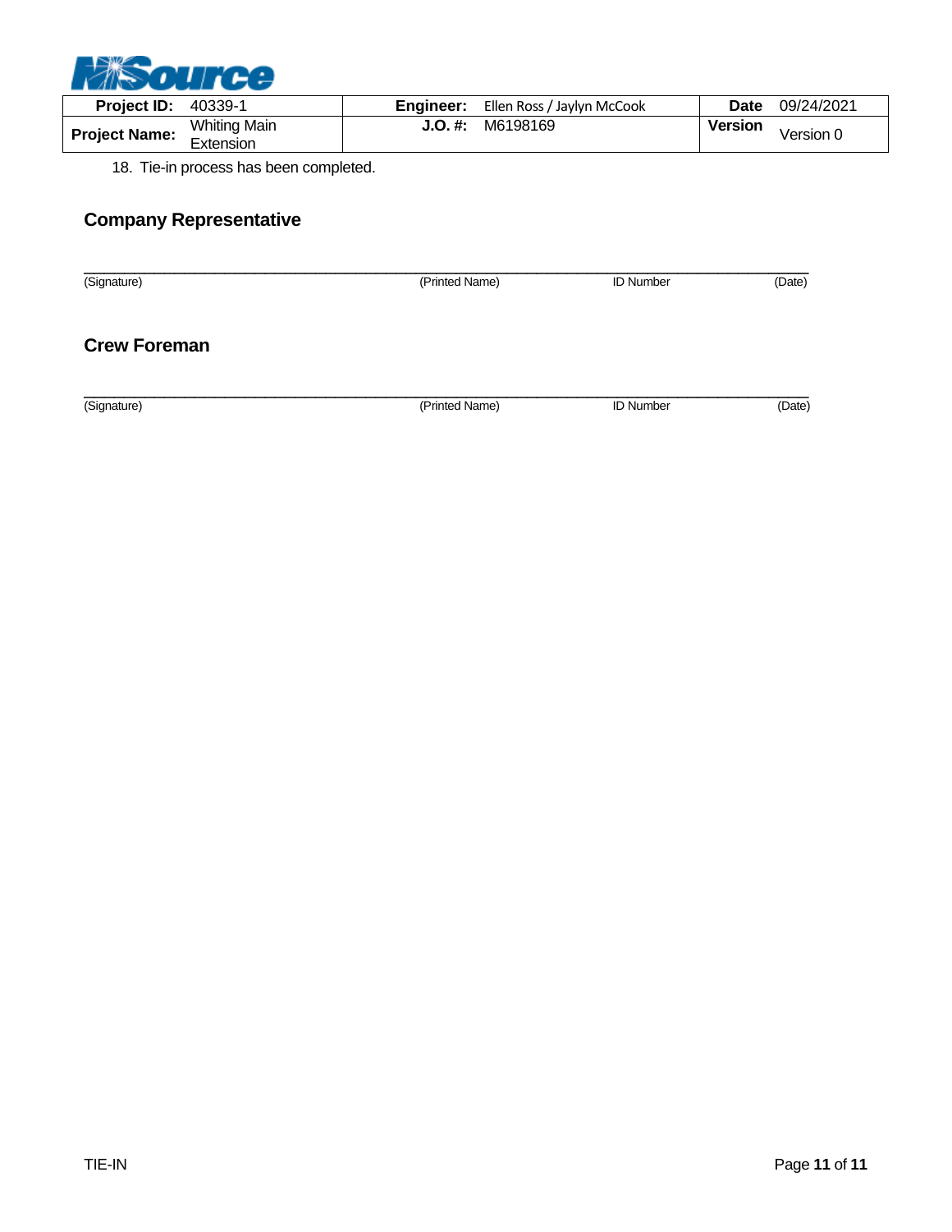| **Project ID:** | 40339-1 | **Engineer:** | Ellen Ross / Jaylyn McCook | **Date** | 09/24/2021 |
|---|---|---|---|---|---|
| **Project Name:** | Whiting Main Extension | **J.O. #:** | M6198169 | **Version** | Version 0 |

18. Tie-in process has been completed.

## Company Representative

\_\_\_\_\_\_\_\_\_\_\_\_\_\_\_\_\_\_\_\_\_\_\_\_\_\_\_\_\_\_\_\_\_\_\_\_\_\_\_\_\_\_\_\_\_\_\_\_\_\_\_\_\_\_\_\_\_\_\_\_\_\_\_\_\_\_\_\_\_\_\_\_

(Signature) (Printed Name) ID Number (Date)

## Crew Foreman

\_\_\_\_\_\_\_\_\_\_\_\_\_\_\_\_\_\_\_\_\_\_\_\_\_\_\_\_\_\_\_\_\_\_\_\_\_\_\_\_\_\_\_\_\_\_\_\_\_\_\_\_\_\_\_\_\_\_\_\_\_\_\_\_\_\_\_\_\_\_\_\_

(Signature) (Printed Name) ID Number (Date)

TIE-IN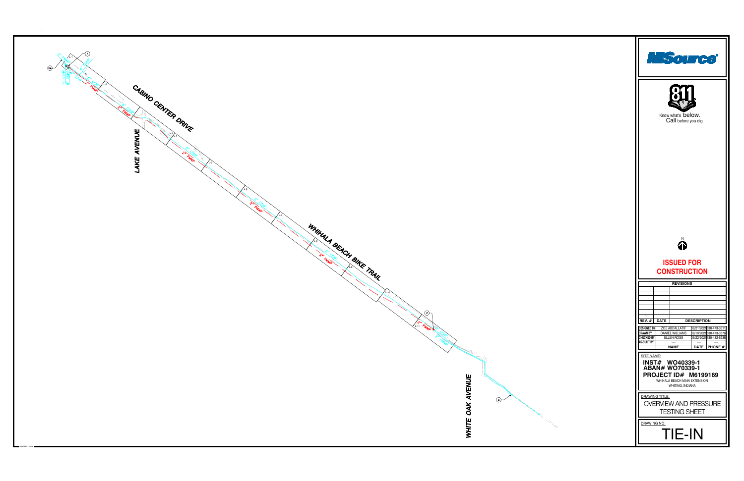CASINO CENTER DRIVE

LAKE AVENUE

WHIHALA BEACH BIKE TRAIL

WHITE OAK AVENUE

2" PWMP

6" CSTP

1

1A

2

3

L-1

L-2

L-3

L-4

L-5

L-6

L-7

L-8

L-9

L-10

L-11

NiSource

811

Know what's below.
Call before you dig.

N

ISSUED FOR CONSTRUCTION

| REVISIONS | | |
|---|---|---|
| | | |
| | | |
| | | |
| | | |
| | | |
| | | |
| | | |
| 1 | | |
| REV. # | DATE | DESCRIPTION |

| | | | |
|---|---|---|---|
| DESIGNED BY | ZOE ABDALLATIF | 09/21/2021 | 630-473-3611 |
| DRAWN BY | DANIEL WILLIAMS | 08/10/2021 | 630-473-3578 |
| CHECKED BY | ELLEN ROSS | 09/22/2021 | 630-432-6230 |
| AS-BUILT BY | ---- | ---- | ---- |
| | NAME | DATE | PHONE # |

SITE NAME:

**INST# WO40339-1**
**ABAN# WO70339-1**
**PROJECT ID# M6199169**

WHIHALA BEACH MAIN EXTENSION
WHITING, INDIANA

DRAWING TITLE:

OVERVIEW AND PRESSURE TESTING SHEET

DRAWING NO:

TIE-IN